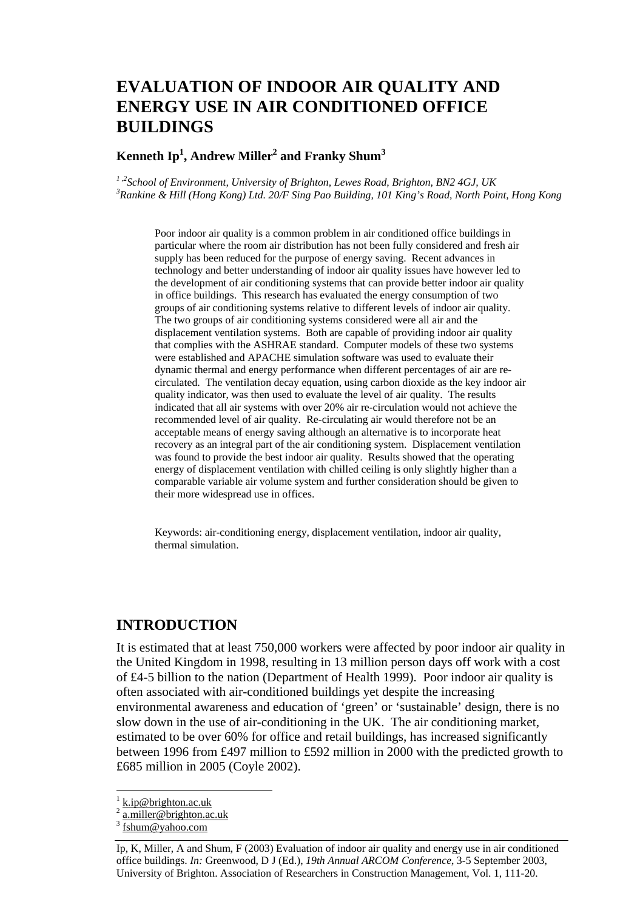# EVALUATION OF INDOOR AIR QUALITY AND ENERGY USE IN AIR CONDITIONED OFFICE BUILDINGS

**Kenneth Ip[1], Andrew Miller[2] and Franky Shum[3]**

*[1,2]School of Environment, University of Brighton, Lewes Road, Brighton, BN2 4GJ, UK*
*[3]Rankine & Hill (Hong Kong) Ltd. 20/F Sing Pao Building, 101 King's Road, North Point, Hong Kong*

Poor indoor air quality is a common problem in air conditioned office buildings in particular where the room air distribution has not been fully considered and fresh air supply has been reduced for the purpose of energy saving. Recent advances in technology and better understanding of indoor air quality issues have however led to the development of air conditioning systems that can provide better indoor air quality in office buildings. This research has evaluated the energy consumption of two groups of air conditioning systems relative to different levels of indoor air quality. The two groups of air conditioning systems considered were all air and the displacement ventilation systems. Both are capable of providing indoor air quality that complies with the ASHRAE standard. Computer models of these two systems were established and APACHE simulation software was used to evaluate their dynamic thermal and energy performance when different percentages of air are re-circulated. The ventilation decay equation, using carbon dioxide as the key indoor air quality indicator, was then used to evaluate the level of air quality. The results indicated that all air systems with over 20% air re-circulation would not achieve the recommended level of air quality. Re-circulating air would therefore not be an acceptable means of energy saving although an alternative is to incorporate heat recovery as an integral part of the air conditioning system. Displacement ventilation was found to provide the best indoor air quality. Results showed that the operating energy of displacement ventilation with chilled ceiling is only slightly higher than a comparable variable air volume system and further consideration should be given to their more widespread use in offices.

Keywords: air-conditioning energy, displacement ventilation, indoor air quality, thermal simulation.

## INTRODUCTION

It is estimated that at least 750,000 workers were affected by poor indoor air quality in the United Kingdom in 1998, resulting in 13 million person days off work with a cost of £4-5 billion to the nation (Department of Health 1999). Poor indoor air quality is often associated with air-conditioned buildings yet despite the increasing environmental awareness and education of 'green' or 'sustainable' design, there is no slow down in the use of air-conditioning in the UK. The air conditioning market, estimated to be over 60% for office and retail buildings, has increased significantly between 1996 from £497 million to £592 million in 2000 with the predicted growth to £685 million in 2005 (Coyle 2002).

[1] k.ip@brighton.ac.uk
[2] a.miller@brighton.ac.uk
[3] fshum@yahoo.com

Ip, K, Miller, A and Shum, F (2003) Evaluation of indoor air quality and energy use in air conditioned office buildings. *In:* Greenwood, D J (Ed.), *19th Annual ARCOM Conference*, 3-5 September 2003, University of Brighton. Association of Researchers in Construction Management, Vol. 1, 111-20.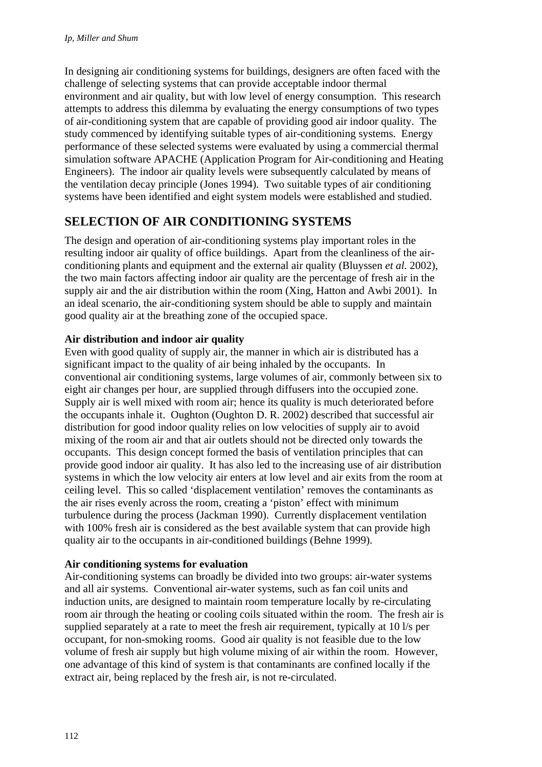In designing air conditioning systems for buildings, designers are often faced with the challenge of selecting systems that can provide acceptable indoor thermal environment and air quality, but with low level of energy consumption. This research attempts to address this dilemma by evaluating the energy consumptions of two types of air-conditioning system that are capable of providing good air indoor quality. The study commenced by identifying suitable types of air-conditioning systems. Energy performance of these selected systems were evaluated by using a commercial thermal simulation software APACHE (Application Program for Air-conditioning and Heating Engineers). The indoor air quality levels were subsequently calculated by means of the ventilation decay principle (Jones 1994). Two suitable types of air conditioning systems have been identified and eight system models were established and studied.

## SELECTION OF AIR CONDITIONING SYSTEMS

The design and operation of air-conditioning systems play important roles in the resulting indoor air quality of office buildings. Apart from the cleanliness of the air-conditioning plants and equipment and the external air quality (Bluyssen *et al.* 2002), the two main factors affecting indoor air quality are the percentage of fresh air in the supply air and the air distribution within the room (Xing, Hatton and Awbi 2001). In an ideal scenario, the air-conditioning system should be able to supply and maintain good quality air at the breathing zone of the occupied space.

### Air distribution and indoor air quality

Even with good quality of supply air, the manner in which air is distributed has a significant impact to the quality of air being inhaled by the occupants. In conventional air conditioning systems, large volumes of air, commonly between six to eight air changes per hour, are supplied through diffusers into the occupied zone. Supply air is well mixed with room air; hence its quality is much deteriorated before the occupants inhale it. Oughton (Oughton D. R. 2002) described that successful air distribution for good indoor quality relies on low velocities of supply air to avoid mixing of the room air and that air outlets should not be directed only towards the occupants. This design concept formed the basis of ventilation principles that can provide good indoor air quality. It has also led to the increasing use of air distribution systems in which the low velocity air enters at low level and air exits from the room at ceiling level. This so called 'displacement ventilation' removes the contaminants as the air rises evenly across the room, creating a 'piston' effect with minimum turbulence during the process (Jackman 1990). Currently displacement ventilation with 100% fresh air is considered as the best available system that can provide high quality air to the occupants in air-conditioned buildings (Behne 1999).

### Air conditioning systems for evaluation

Air-conditioning systems can broadly be divided into two groups: air-water systems and all air systems. Conventional air-water systems, such as fan coil units and induction units, are designed to maintain room temperature locally by re-circulating room air through the heating or cooling coils situated within the room. The fresh air is supplied separately at a rate to meet the fresh air requirement, typically at 10 l/s per occupant, for non-smoking rooms. Good air quality is not feasible due to the low volume of fresh air supply but high volume mixing of air within the room. However, one advantage of this kind of system is that contaminants are confined locally if the extract air, being replaced by the fresh air, is not re-circulated.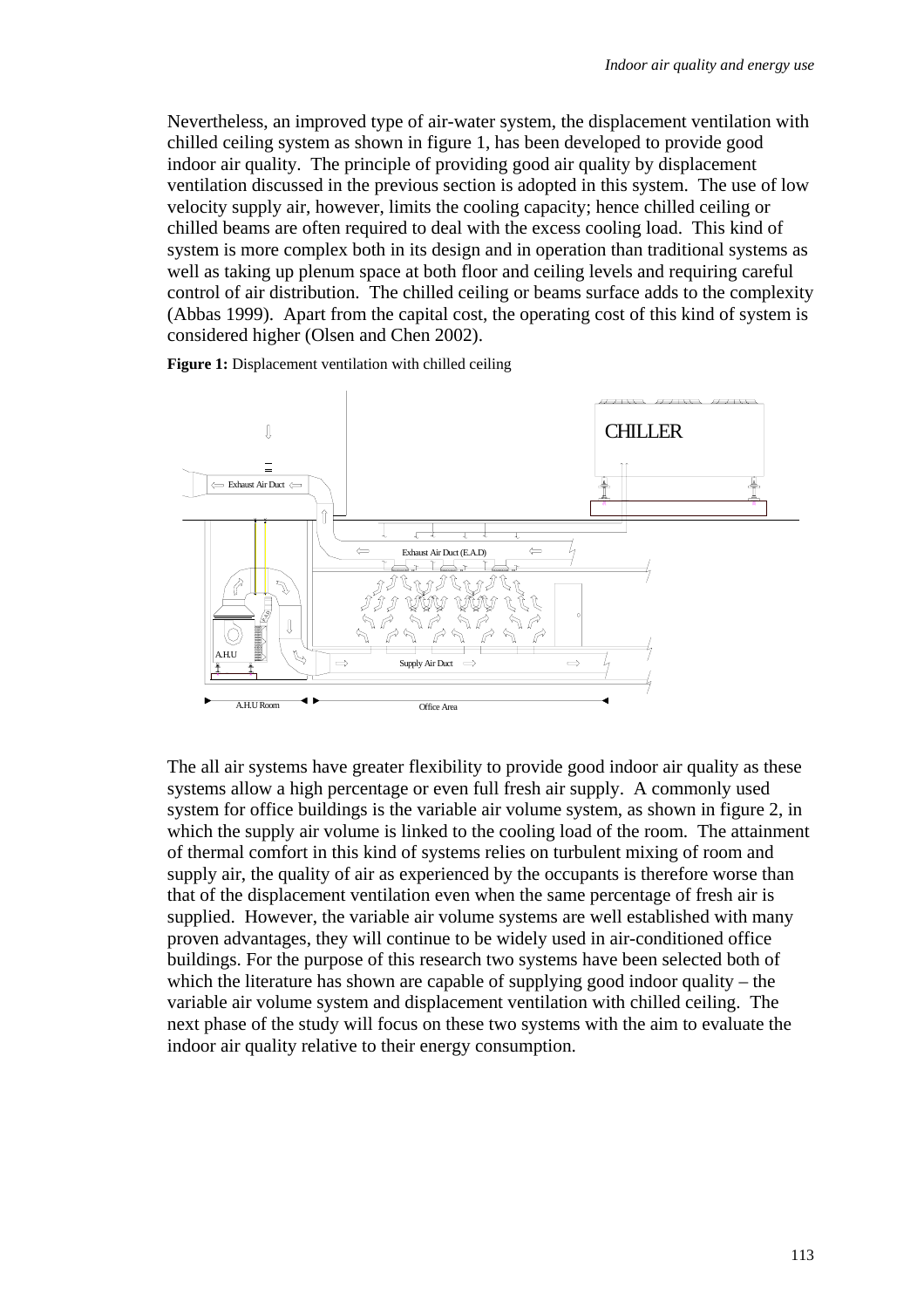Nevertheless, an improved type of air-water system, the displacement ventilation with chilled ceiling system as shown in figure 1, has been developed to provide good indoor air quality. The principle of providing good air quality by displacement ventilation discussed in the previous section is adopted in this system. The use of low velocity supply air, however, limits the cooling capacity; hence chilled ceiling or chilled beams are often required to deal with the excess cooling load. This kind of system is more complex both in its design and in operation than traditional systems as well as taking up plenum space at both floor and ceiling levels and requiring careful control of air distribution. The chilled ceiling or beams surface adds to the complexity (Abbas 1999). Apart from the capital cost, the operating cost of this kind of system is considered higher (Olsen and Chen 2002).

**Figure 1:** Displacement ventilation with chilled ceiling

The all air systems have greater flexibility to provide good indoor air quality as these systems allow a high percentage or even full fresh air supply. A commonly used system for office buildings is the variable air volume system, as shown in figure 2, in which the supply air volume is linked to the cooling load of the room. The attainment of thermal comfort in this kind of systems relies on turbulent mixing of room and supply air, the quality of air as experienced by the occupants is therefore worse than that of the displacement ventilation even when the same percentage of fresh air is supplied. However, the variable air volume systems are well established with many proven advantages, they will continue to be widely used in air-conditioned office buildings. For the purpose of this research two systems have been selected both of which the literature has shown are capable of supplying good indoor quality – the variable air volume system and displacement ventilation with chilled ceiling. The next phase of the study will focus on these two systems with the aim to evaluate the indoor air quality relative to their energy consumption.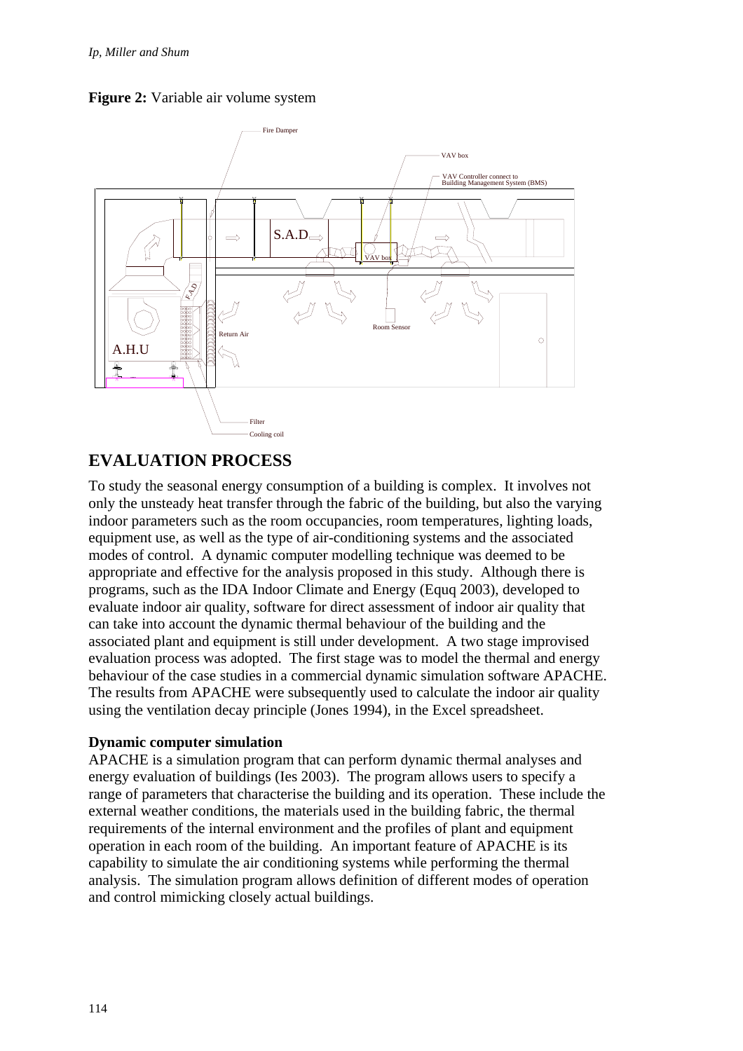**Figure 2:** Variable air volume system

# EVALUATION PROCESS

To study the seasonal energy consumption of a building is complex. It involves not only the unsteady heat transfer through the fabric of the building, but also the varying indoor parameters such as the room occupancies, room temperatures, lighting loads, equipment use, as well as the type of air-conditioning systems and the associated modes of control. A dynamic computer modelling technique was deemed to be appropriate and effective for the analysis proposed in this study. Although there is programs, such as the IDA Indoor Climate and Energy (Equq 2003), developed to evaluate indoor air quality, software for direct assessment of indoor air quality that can take into account the dynamic thermal behaviour of the building and the associated plant and equipment is still under development. A two stage improvised evaluation process was adopted. The first stage was to model the thermal and energy behaviour of the case studies in a commercial dynamic simulation software APACHE. The results from APACHE were subsequently used to calculate the indoor air quality using the ventilation decay principle (Jones 1994), in the Excel spreadsheet.

### Dynamic computer simulation

APACHE is a simulation program that can perform dynamic thermal analyses and energy evaluation of buildings (Ies 2003). The program allows users to specify a range of parameters that characterise the building and its operation. These include the external weather conditions, the materials used in the building fabric, the thermal requirements of the internal environment and the profiles of plant and equipment operation in each room of the building. An important feature of APACHE is its capability to simulate the air conditioning systems while performing the thermal analysis. The simulation program allows definition of different modes of operation and control mimicking closely actual buildings.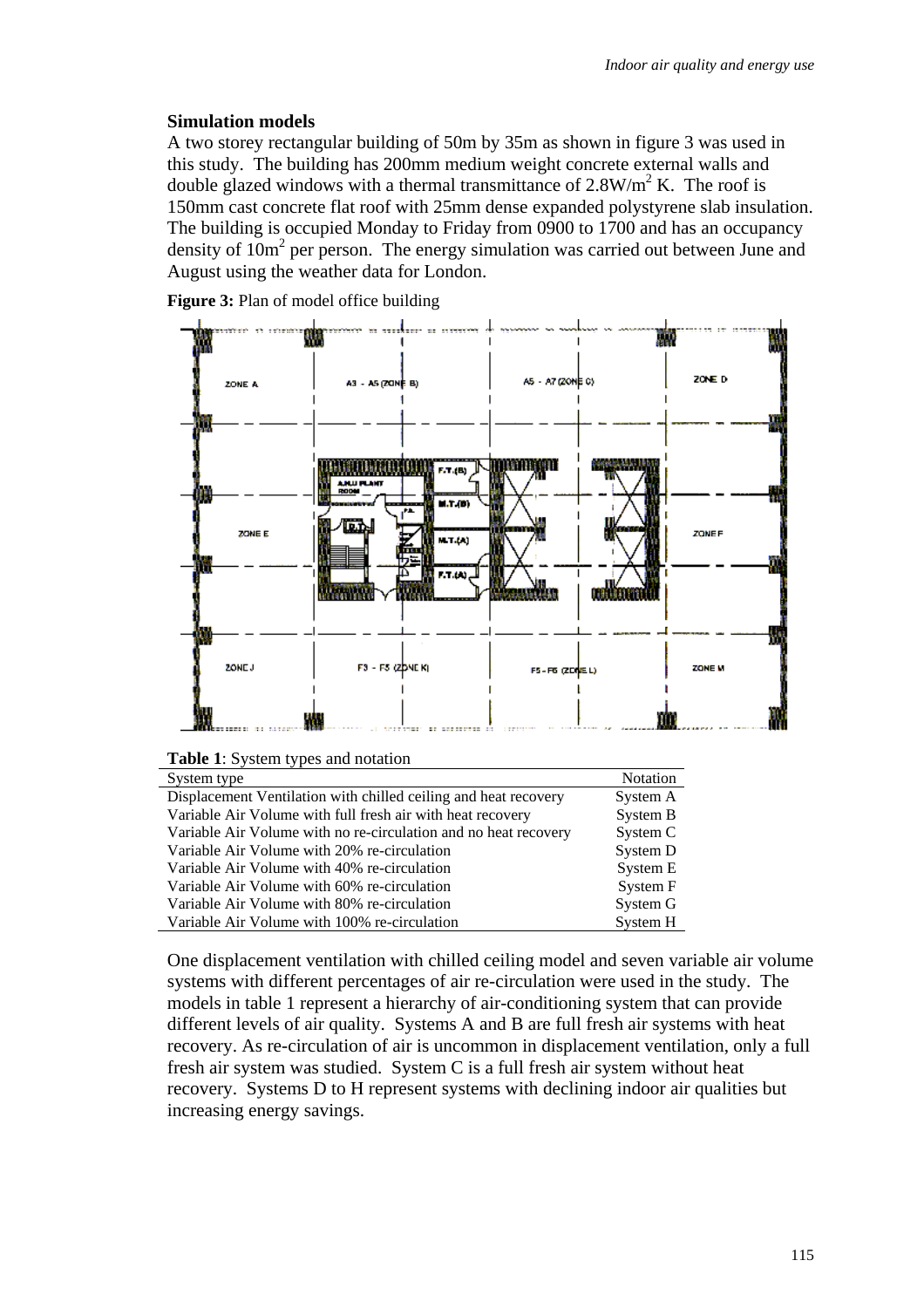### Simulation models

A two storey rectangular building of 50m by 35m as shown in figure 3 was used in this study. The building has 200mm medium weight concrete external walls and double glazed windows with a thermal transmittance of $2.8 W/m^2 K$. The roof is 150mm cast concrete flat roof with 25mm dense expanded polystyrene slab insulation. The building is occupied Monday to Friday from 0900 to 1700 and has an occupancy density of $10m^2$ per person. The energy simulation was carried out between June and August using the weather data for London.

**Figure 3:** Plan of model office building

**Table 1**: System types and notation

| System type | Notation |
|---|---|
| Displacement Ventilation with chilled ceiling and heat recovery | System A |
| Variable Air Volume with full fresh air with heat recovery | System B |
| Variable Air Volume with no re-circulation and no heat recovery | System C |
| Variable Air Volume with 20% re-circulation | System D |
| Variable Air Volume with 40% re-circulation | System E |
| Variable Air Volume with 60% re-circulation | System F |
| Variable Air Volume with 80% re-circulation | System G |
| Variable Air Volume with 100% re-circulation | System H |

One displacement ventilation with chilled ceiling model and seven variable air volume systems with different percentages of air re-circulation were used in the study. The models in table 1 represent a hierarchy of air-conditioning system that can provide different levels of air quality. Systems A and B are full fresh air systems with heat recovery. As re-circulation of air is uncommon in displacement ventilation, only a full fresh air system was studied. System C is a full fresh air system without heat recovery. Systems D to H represent systems with declining indoor air qualities but increasing energy savings.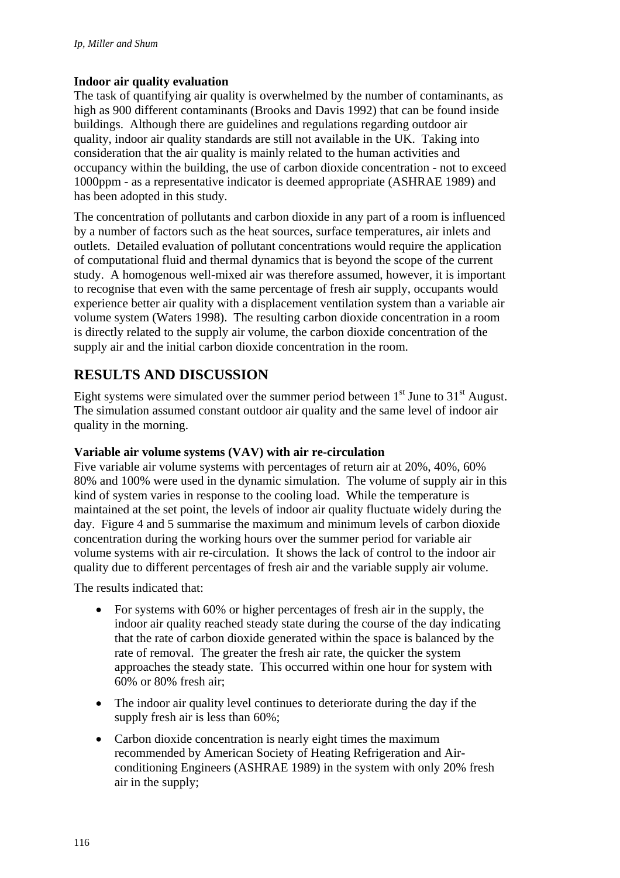### Indoor air quality evaluation

The task of quantifying air quality is overwhelmed by the number of contaminants, as high as 900 different contaminants (Brooks and Davis 1992) that can be found inside buildings. Although there are guidelines and regulations regarding outdoor air quality, indoor air quality standards are still not available in the UK. Taking into consideration that the air quality is mainly related to the human activities and occupancy within the building, the use of carbon dioxide concentration - not to exceed 1000ppm - as a representative indicator is deemed appropriate (ASHRAE 1989) and has been adopted in this study.

The concentration of pollutants and carbon dioxide in any part of a room is influenced by a number of factors such as the heat sources, surface temperatures, air inlets and outlets. Detailed evaluation of pollutant concentrations would require the application of computational fluid and thermal dynamics that is beyond the scope of the current study. A homogenous well-mixed air was therefore assumed, however, it is important to recognise that even with the same percentage of fresh air supply, occupants would experience better air quality with a displacement ventilation system than a variable air volume system (Waters 1998). The resulting carbon dioxide concentration in a room is directly related to the supply air volume, the carbon dioxide concentration of the supply air and the initial carbon dioxide concentration in the room.

## RESULTS AND DISCUSSION

Eight systems were simulated over the summer period between 1st June to 31st August. The simulation assumed constant outdoor air quality and the same level of indoor air quality in the morning.

### Variable air volume systems (VAV) with air re-circulation

Five variable air volume systems with percentages of return air at 20%, 40%, 60% 80% and 100% were used in the dynamic simulation. The volume of supply air in this kind of system varies in response to the cooling load. While the temperature is maintained at the set point, the levels of indoor air quality fluctuate widely during the day. Figure 4 and 5 summarise the maximum and minimum levels of carbon dioxide concentration during the working hours over the summer period for variable air volume systems with air re-circulation. It shows the lack of control to the indoor air quality due to different percentages of fresh air and the variable supply air volume.

The results indicated that:

- For systems with 60% or higher percentages of fresh air in the supply, the indoor air quality reached steady state during the course of the day indicating that the rate of carbon dioxide generated within the space is balanced by the rate of removal. The greater the fresh air rate, the quicker the system approaches the steady state. This occurred within one hour for system with 60% or 80% fresh air;
- The indoor air quality level continues to deteriorate during the day if the supply fresh air is less than 60%;
- Carbon dioxide concentration is nearly eight times the maximum recommended by American Society of Heating Refrigeration and Air-conditioning Engineers (ASHRAE 1989) in the system with only 20% fresh air in the supply;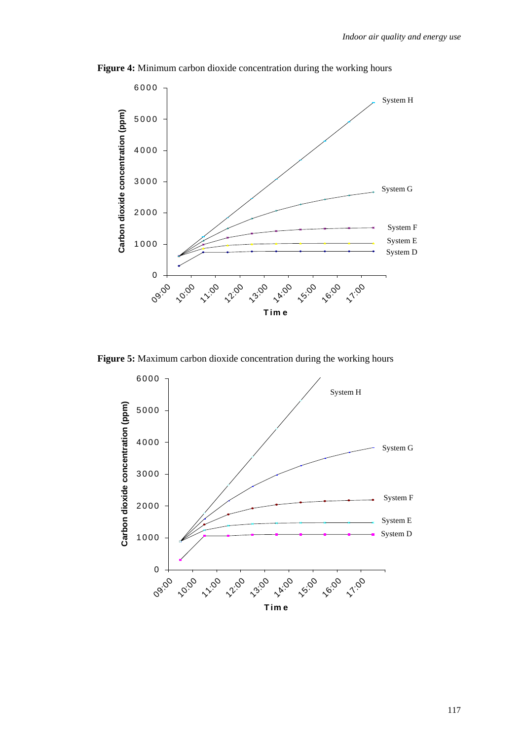**Figure 4:** Minimum carbon dioxide concentration during the working hours

**Figure 5:** Maximum carbon dioxide concentration during the working hours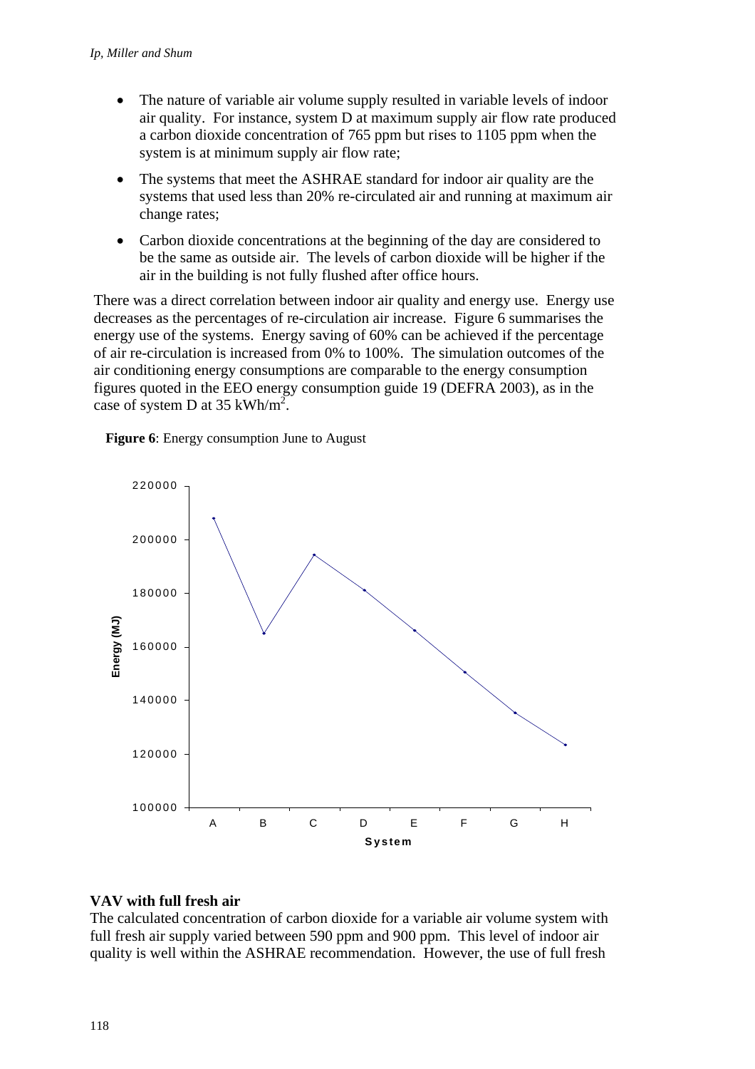- The nature of variable air volume supply resulted in variable levels of indoor air quality. For instance, system D at maximum supply air flow rate produced a carbon dioxide concentration of 765 ppm but rises to 1105 ppm when the system is at minimum supply air flow rate;
- The systems that meet the ASHRAE standard for indoor air quality are the systems that used less than 20% re-circulated air and running at maximum air change rates;
- Carbon dioxide concentrations at the beginning of the day are considered to be the same as outside air. The levels of carbon dioxide will be higher if the air in the building is not fully flushed after office hours.

There was a direct correlation between indoor air quality and energy use. Energy use decreases as the percentages of re-circulation air increase. Figure 6 summarises the energy use of the systems. Energy saving of 60% can be achieved if the percentage of air re-circulation is increased from 0% to 100%. The simulation outcomes of the air conditioning energy consumptions are comparable to the energy consumption figures quoted in the EEO energy consumption guide 19 (DEFRA 2003), as in the case of system D at 35 kWh/m$^2$.

**Figure 6**: Energy consumption June to August

### VAV with full fresh air

The calculated concentration of carbon dioxide for a variable air volume system with full fresh air supply varied between 590 ppm and 900 ppm. This level of indoor air quality is well within the ASHRAE recommendation. However, the use of full fresh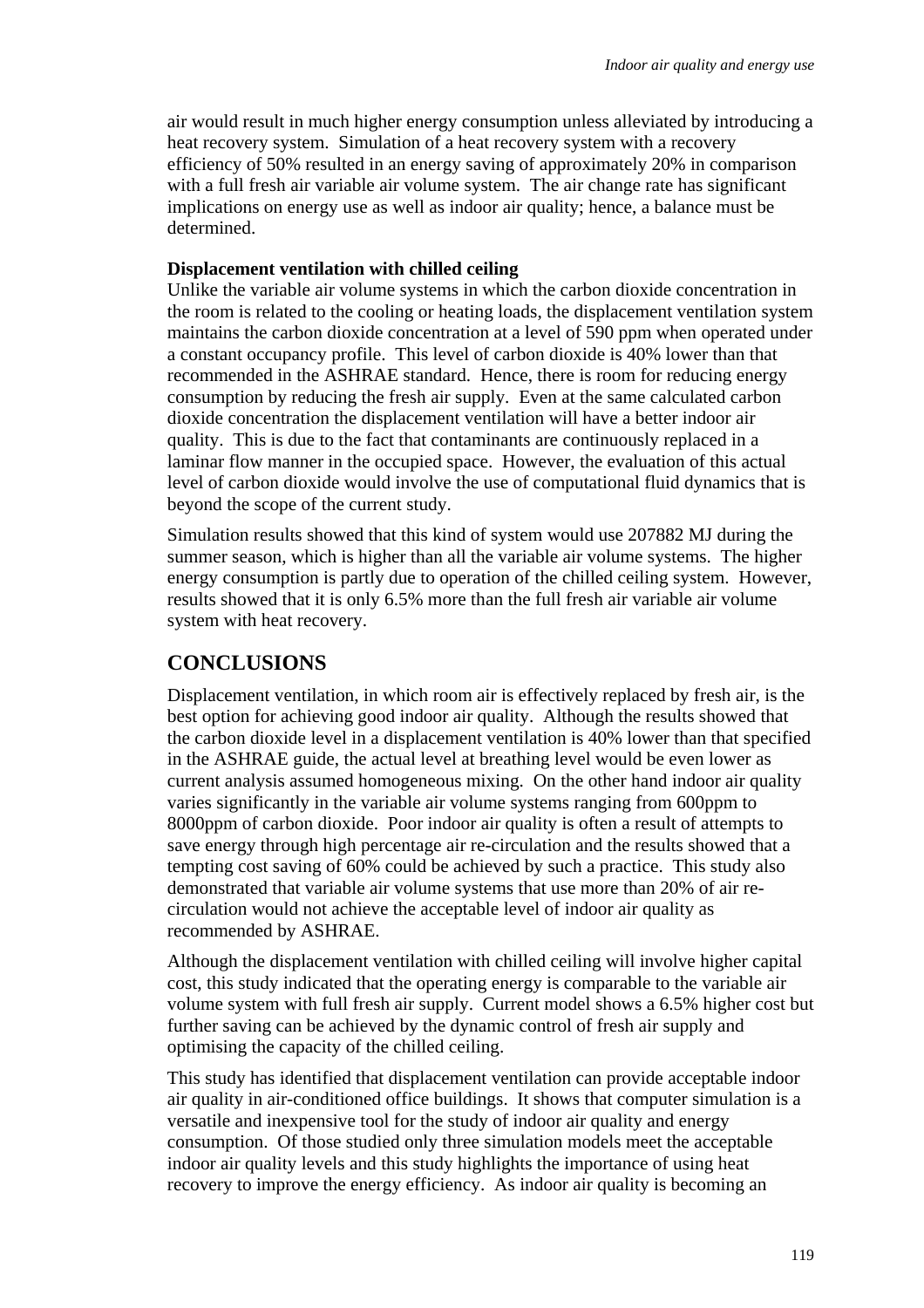air would result in much higher energy consumption unless alleviated by introducing a heat recovery system. Simulation of a heat recovery system with a recovery efficiency of 50% resulted in an energy saving of approximately 20% in comparison with a full fresh air variable air volume system. The air change rate has significant implications on energy use as well as indoor air quality; hence, a balance must be determined.

**Displacement ventilation with chilled ceiling**

Unlike the variable air volume systems in which the carbon dioxide concentration in the room is related to the cooling or heating loads, the displacement ventilation system maintains the carbon dioxide concentration at a level of 590 ppm when operated under a constant occupancy profile. This level of carbon dioxide is 40% lower than that recommended in the ASHRAE standard. Hence, there is room for reducing energy consumption by reducing the fresh air supply. Even at the same calculated carbon dioxide concentration the displacement ventilation will have a better indoor air quality. This is due to the fact that contaminants are continuously replaced in a laminar flow manner in the occupied space. However, the evaluation of this actual level of carbon dioxide would involve the use of computational fluid dynamics that is beyond the scope of the current study.

Simulation results showed that this kind of system would use 207882 MJ during the summer season, which is higher than all the variable air volume systems. The higher energy consumption is partly due to operation of the chilled ceiling system. However, results showed that it is only 6.5% more than the full fresh air variable air volume system with heat recovery.

## CONCLUSIONS

Displacement ventilation, in which room air is effectively replaced by fresh air, is the best option for achieving good indoor air quality. Although the results showed that the carbon dioxide level in a displacement ventilation is 40% lower than that specified in the ASHRAE guide, the actual level at breathing level would be even lower as current analysis assumed homogeneous mixing. On the other hand indoor air quality varies significantly in the variable air volume systems ranging from 600ppm to 8000ppm of carbon dioxide. Poor indoor air quality is often a result of attempts to save energy through high percentage air re-circulation and the results showed that a tempting cost saving of 60% could be achieved by such a practice. This study also demonstrated that variable air volume systems that use more than 20% of air re-circulation would not achieve the acceptable level of indoor air quality as recommended by ASHRAE.

Although the displacement ventilation with chilled ceiling will involve higher capital cost, this study indicated that the operating energy is comparable to the variable air volume system with full fresh air supply. Current model shows a 6.5% higher cost but further saving can be achieved by the dynamic control of fresh air supply and optimising the capacity of the chilled ceiling.

This study has identified that displacement ventilation can provide acceptable indoor air quality in air-conditioned office buildings. It shows that computer simulation is a versatile and inexpensive tool for the study of indoor air quality and energy consumption. Of those studied only three simulation models meet the acceptable indoor air quality levels and this study highlights the importance of using heat recovery to improve the energy efficiency. As indoor air quality is becoming an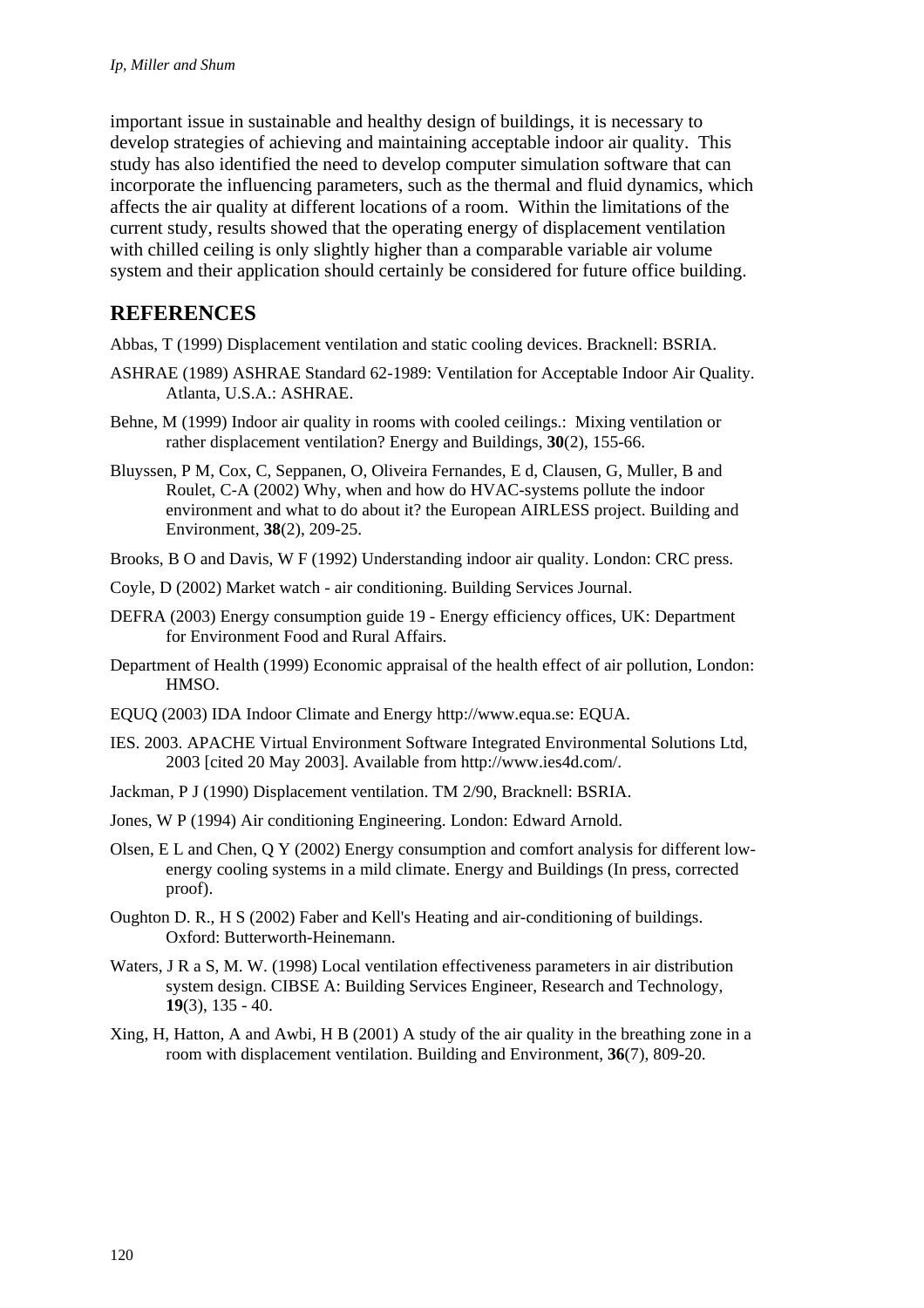important issue in sustainable and healthy design of buildings, it is necessary to develop strategies of achieving and maintaining acceptable indoor air quality. This study has also identified the need to develop computer simulation software that can incorporate the influencing parameters, such as the thermal and fluid dynamics, which affects the air quality at different locations of a room. Within the limitations of the current study, results showed that the operating energy of displacement ventilation with chilled ceiling is only slightly higher than a comparable variable air volume system and their application should certainly be considered for future office building.

## REFERENCES

Abbas, T (1999) Displacement ventilation and static cooling devices. Bracknell: BSRIA.

ASHRAE (1989) ASHRAE Standard 62-1989: Ventilation for Acceptable Indoor Air Quality. Atlanta, U.S.A.: ASHRAE.

Behne, M (1999) Indoor air quality in rooms with cooled ceilings.: Mixing ventilation or rather displacement ventilation? Energy and Buildings, **30**(2), 155-66.

Bluyssen, P M, Cox, C, Seppanen, O, Oliveira Fernandes, E d, Clausen, G, Muller, B and Roulet, C-A (2002) Why, when and how do HVAC-systems pollute the indoor environment and what to do about it? the European AIRLESS project. Building and Environment, **38**(2), 209-25.

Brooks, B O and Davis, W F (1992) Understanding indoor air quality. London: CRC press.

Coyle, D (2002) Market watch - air conditioning. Building Services Journal.

DEFRA (2003) Energy consumption guide 19 - Energy efficiency offices, UK: Department for Environment Food and Rural Affairs.

Department of Health (1999) Economic appraisal of the health effect of air pollution, London: HMSO.

EQUQ (2003) IDA Indoor Climate and Energy http://www.equa.se: EQUA.

IES. 2003. APACHE Virtual Environment Software Integrated Environmental Solutions Ltd, 2003 [cited 20 May 2003]. Available from http://www.ies4d.com/.

Jackman, P J (1990) Displacement ventilation. TM 2/90, Bracknell: BSRIA.

Jones, W P (1994) Air conditioning Engineering. London: Edward Arnold.

Olsen, E L and Chen, Q Y (2002) Energy consumption and comfort analysis for different low-energy cooling systems in a mild climate. Energy and Buildings (In press, corrected proof).

Oughton D. R., H S (2002) Faber and Kell's Heating and air-conditioning of buildings. Oxford: Butterworth-Heinemann.

Waters, J R a S, M. W. (1998) Local ventilation effectiveness parameters in air distribution system design. CIBSE A: Building Services Engineer, Research and Technology, **19**(3), 135 - 40.

Xing, H, Hatton, A and Awbi, H B (2001) A study of the air quality in the breathing zone in a room with displacement ventilation. Building and Environment, **36**(7), 809-20.